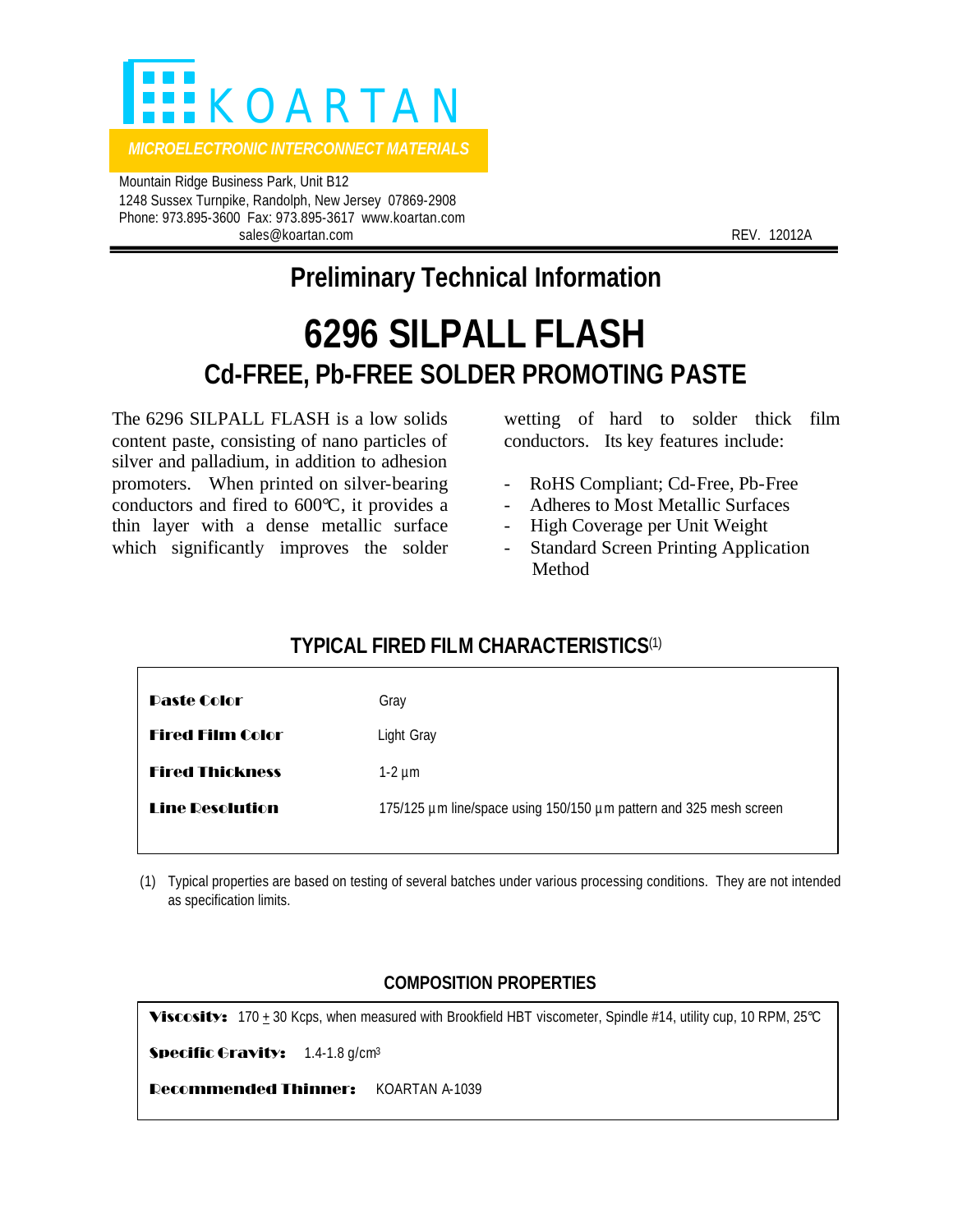# KOARTAN

*MICROELECTRONIC INTERCONNECT MATERIALS*

Mountain Ridge Business Park, Unit B12
1248 Sussex Turnpike, Randolph, New Jersey 07869-2908
Phone: 973.895-3600 Fax: 973.895-3617 www.koartan.com
sales@koartan.com

REV. 12012A

## Preliminary Technical Information

# 6296 SILPALL FLASH

## Cd-FREE, Pb-FREE SOLDER PROMOTING PASTE

The 6296 SILPALL FLASH is a low solids content paste, consisting of nano particles of silver and palladium, in addition to adhesion promoters. When printed on silver-bearing conductors and fired to 600℃, it provides a thin layer with a dense metallic surface which significantly improves the solder wetting of hard to solder thick film conductors. Its key features include:

- RoHS Compliant; Cd-Free, Pb-Free
- Adheres to Most Metallic Surfaces
- High Coverage per Unit Weight
- Standard Screen Printing Application Method

### TYPICAL FIRED FILM CHARACTERISTICS(1)

| Property | Value |
|---|---|
| **Paste Color** | Gray |
| **Fired Film Color** | Light Gray |
| **Fired Thickness** | 1-2 µm |
| **Line Resolution** | 175/125 µm line/space using 150/150 µm pattern and 325 mesh screen |

(1) Typical properties are based on testing of several batches under various processing conditions. They are not intended as specification limits.

### COMPOSITION PROPERTIES

**Viscosity:** 170 ± 30 Kcps, when measured with Brookfield HBT viscometer, Spindle #14, utility cup, 10 RPM, 25℃

**Specific Gravity:** 1.4-1.8 g/cm$^3$

**Recommended Thinner:** KOARTAN A-1039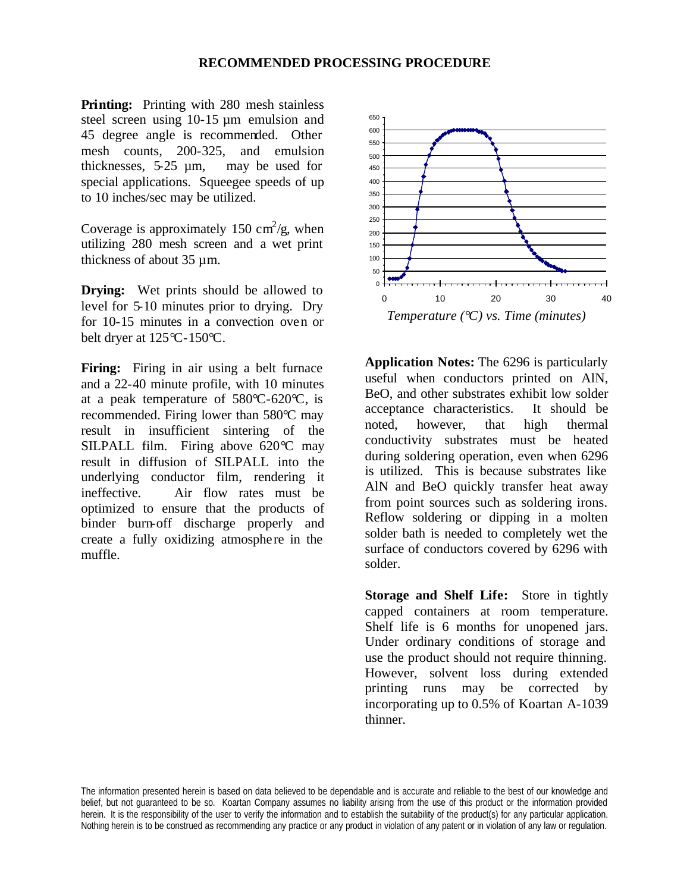## RECOMMENDED PROCESSING PROCEDURE

**Printing:** Printing with 280 mesh stainless steel screen using 10-15 µm emulsion and 45 degree angle is recommended. Other mesh counts, 200-325, and emulsion thicknesses, 5-25 µm, may be used for special applications. Squeegee speeds of up to 10 inches/sec may be utilized.

Coverage is approximately 150 $cm^2$/g, when utilizing 280 mesh screen and a wet print thickness of about 35 µm.

**Drying:** Wet prints should be allowed to level for 5-10 minutes prior to drying. Dry for 10-15 minutes in a convection oven or belt dryer at 125°C-150°C.

**Firing:** Firing in air using a belt furnace and a 22-40 minute profile, with 10 minutes at a peak temperature of 580°C-620°C, is recommended. Firing lower than 580°C may result in insufficient sintering of the SILPALL film. Firing above 620°C may result in diffusion of SILPALL into the underlying conductor film, rendering it ineffective. Air flow rates must be optimized to ensure that the products of binder burn-off discharge properly and create a fully oxidizing atmosphere in the muffle.

650
600
550
500
450
400
350
300
250
200
150
100
50
0

0 10 20 30 40

*Temperature (°C) vs. Time (minutes)*

**Application Notes:** The 6296 is particularly useful when conductors printed on AlN, BeO, and other substrates exhibit low solder acceptance characteristics. It should be noted, however, that high thermal conductivity substrates must be heated during soldering operation, even when 6296 is utilized. This is because substrates like AlN and BeO quickly transfer heat away from point sources such as soldering irons. Reflow soldering or dipping in a molten solder bath is needed to completely wet the surface of conductors covered by 6296 with solder.

**Storage and Shelf Life:** Store in tightly capped containers at room temperature. Shelf life is 6 months for unopened jars. Under ordinary conditions of storage and use the product should not require thinning. However, solvent loss during extended printing runs may be corrected by incorporating up to 0.5% of Koartan A-1039 thinner.

The information presented herein is based on data believed to be dependable and is accurate and reliable to the best of our knowledge and belief, but not guaranteed to be so. Koartan Company assumes no liability arising from the use of this product or the information provided herein. It is the responsibility of the user to verify the information and to establish the suitability of the product(s) for any particular application. Nothing herein is to be construed as recommending any practice or any product in violation of any patent or in violation of any law or regulation.